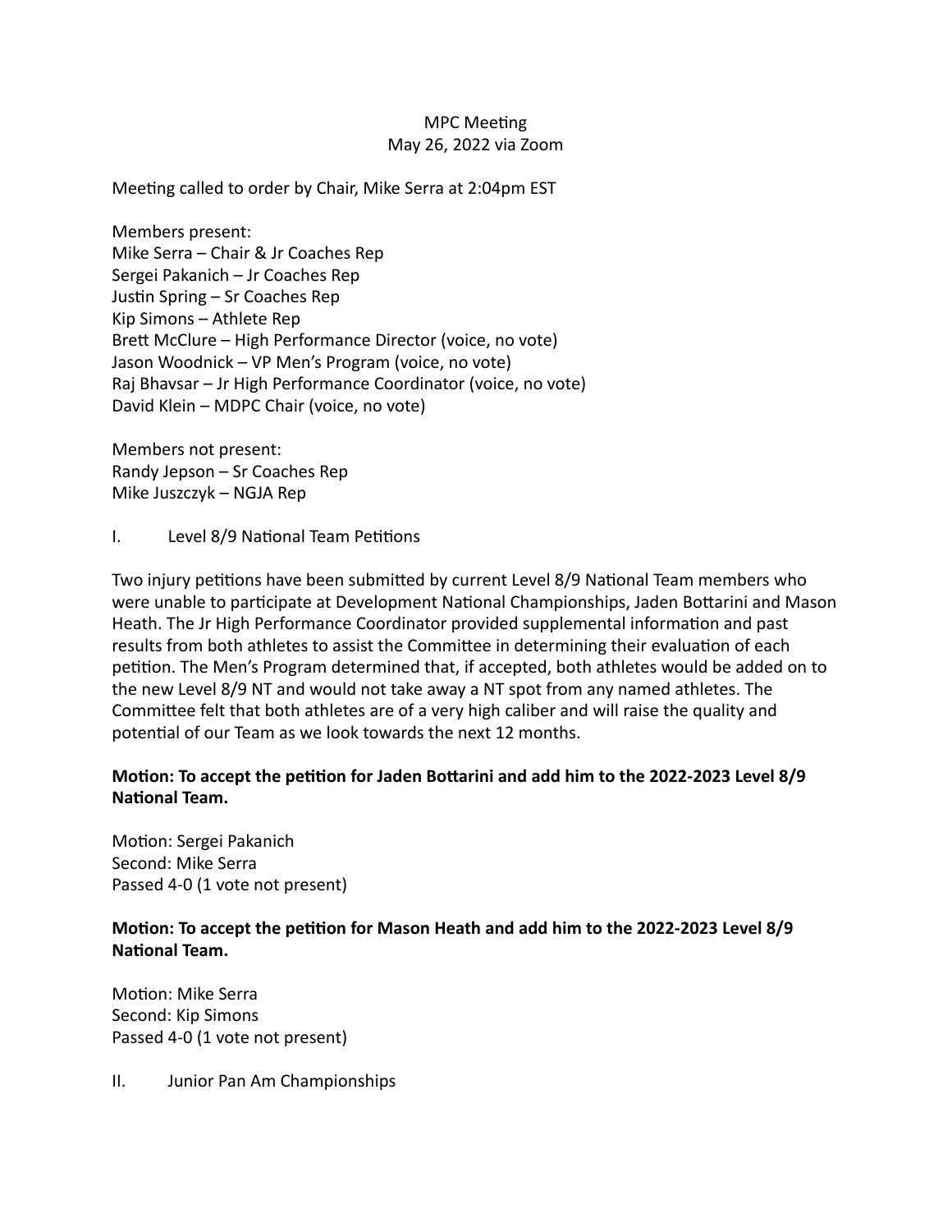# MPC Meeting
May 26, 2022 via Zoom

Meeting called to order by Chair, Mike Serra at 2:04pm EST

Members present:
Mike Serra – Chair & Jr Coaches Rep
Sergei Pakanich – Jr Coaches Rep
Justin Spring – Sr Coaches Rep
Kip Simons – Athlete Rep
Brett McClure – High Performance Director (voice, no vote)
Jason Woodnick – VP Men's Program (voice, no vote)
Raj Bhavsar – Jr High Performance Coordinator (voice, no vote)
David Klein – MDPC Chair (voice, no vote)

Members not present:
Randy Jepson – Sr Coaches Rep
Mike Juszczyk – NGJA Rep

## I. Level 8/9 National Team Petitions

Two injury petitions have been submitted by current Level 8/9 National Team members who were unable to participate at Development National Championships, Jaden Bottarini and Mason Heath. The Jr High Performance Coordinator provided supplemental information and past results from both athletes to assist the Committee in determining their evaluation of each petition. The Men's Program determined that, if accepted, both athletes would be added on to the new Level 8/9 NT and would not take away a NT spot from any named athletes. The Committee felt that both athletes are of a very high caliber and will raise the quality and potential of our Team as we look towards the next 12 months.

**Motion: To accept the petition for Jaden Bottarini and add him to the 2022-2023 Level 8/9 National Team.**

Motion: Sergei Pakanich
Second: Mike Serra
Passed 4-0 (1 vote not present)

**Motion: To accept the petition for Mason Heath and add him to the 2022-2023 Level 8/9 National Team.**

Motion: Mike Serra
Second: Kip Simons
Passed 4-0 (1 vote not present)

## II. Junior Pan Am Championships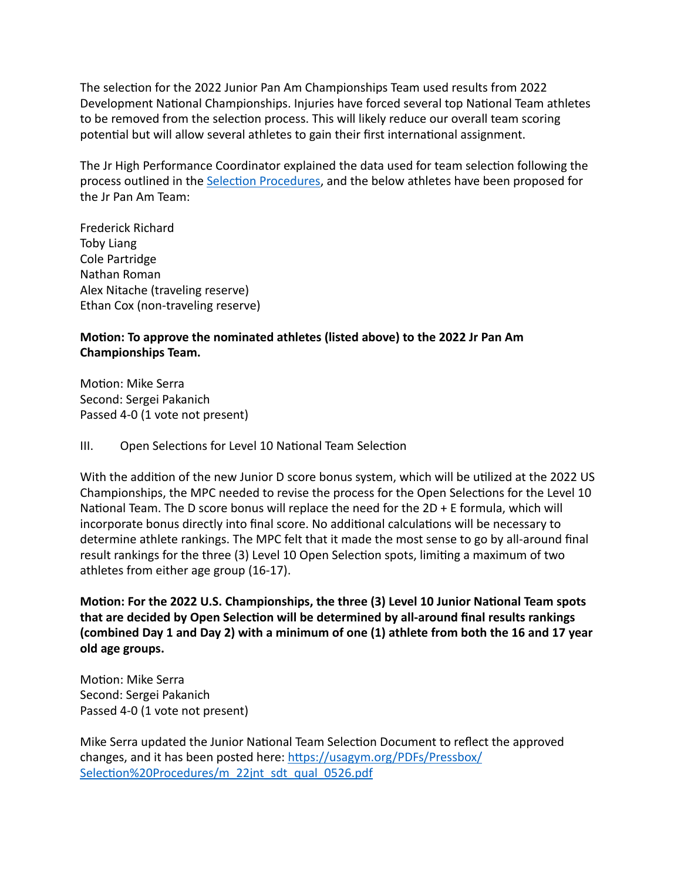The selection for the 2022 Junior Pan Am Championships Team used results from 2022 Development National Championships. Injuries have forced several top National Team athletes to be removed from the selection process. This will likely reduce our overall team scoring potential but will allow several athletes to gain their first international assignment.

The Jr High Performance Coordinator explained the data used for team selection following the process outlined in the [Selection Procedures](Selection Procedures), and the below athletes have been proposed for the Jr Pan Am Team:

Frederick Richard
Toby Liang
Cole Partridge
Nathan Roman
Alex Nitache (traveling reserve)
Ethan Cox (non-traveling reserve)

**Motion: To approve the nominated athletes (listed above) to the 2022 Jr Pan Am Championships Team.**

Motion: Mike Serra
Second: Sergei Pakanich
Passed 4-0 (1 vote not present)

III. Open Selections for Level 10 National Team Selection

With the addition of the new Junior D score bonus system, which will be utilized at the 2022 US Championships, the MPC needed to revise the process for the Open Selections for the Level 10 National Team. The D score bonus will replace the need for the 2D + E formula, which will incorporate bonus directly into final score. No additional calculations will be necessary to determine athlete rankings. The MPC felt that it made the most sense to go by all-around final result rankings for the three (3) Level 10 Open Selection spots, limiting a maximum of two athletes from either age group (16-17).

**Motion: For the 2022 U.S. Championships, the three (3) Level 10 Junior National Team spots that are decided by Open Selection will be determined by all-around final results rankings (combined Day 1 and Day 2) with a minimum of one (1) athlete from both the 16 and 17 year old age groups.**

Motion: Mike Serra
Second: Sergei Pakanich
Passed 4-0 (1 vote not present)

Mike Serra updated the Junior National Team Selection Document to reflect the approved changes, and it has been posted here: [https://usagym.org/PDFs/Pressbox/Selection%20Procedures/m_22jnt_sdt_qual_0526.pdf](https://usagym.org/PDFs/Pressbox/Selection%20Procedures/m_22jnt_sdt_qual_0526.pdf)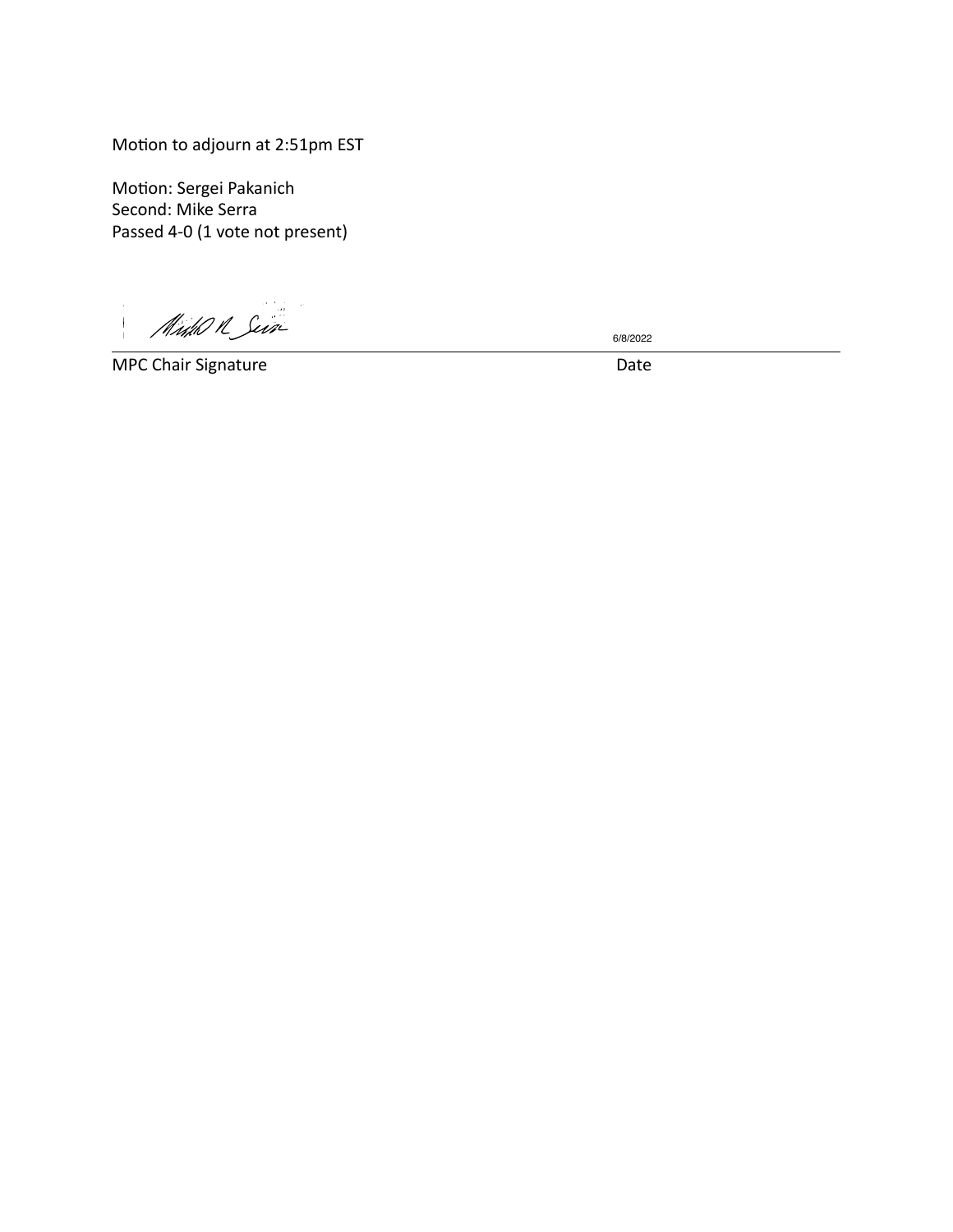Motion to adjourn at 2:51pm EST

Motion: Sergei Pakanich
Second: Mike Serra
Passed 4-0 (1 vote not present)

6/8/2022

MPC Chair Signature                                                        Date